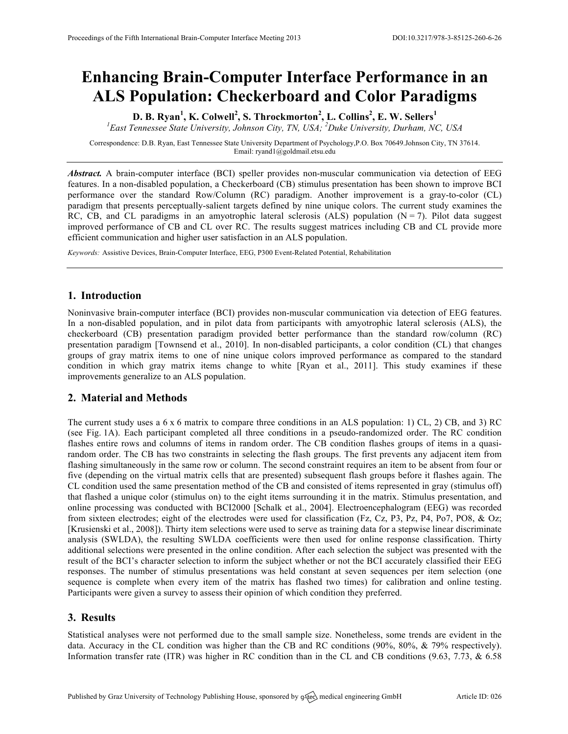# Enhancing Brain-Computer Interface Performance in an ALS Population: Checkerboard and Color Paradigms

**D. B. Ryan[1], K. Colwell[2], S. Throckmorton[2], L. Collins[2], E. W. Sellers[1]**

[1]*East Tennessee State University, Johnson City, TN, USA;* [2]*Duke University, Durham, NC, USA*

Correspondence: D.B. Ryan, East Tennessee State University Department of Psychology,P.O. Box 70649.Johnson City, TN 37614. Email: ryand1@goldmail.etsu.edu

***Abstract.*** A brain-computer interface (BCI) speller provides non-muscular communication via detection of EEG features. In a non-disabled population, a Checkerboard (CB) stimulus presentation has been shown to improve BCI performance over the standard Row/Column (RC) paradigm. Another improvement is a gray-to-color (CL) paradigm that presents perceptually-salient targets defined by nine unique colors. The current study examines the RC, CB, and CL paradigms in an amyotrophic lateral sclerosis (ALS) population (N = 7). Pilot data suggest improved performance of CB and CL over RC. The results suggest matrices including CB and CL provide more efficient communication and higher user satisfaction in an ALS population.

*Keywords:* Assistive Devices, Brain-Computer Interface, EEG, P300 Event-Related Potential, Rehabilitation

## 1. Introduction

Noninvasive brain-computer interface (BCI) provides non-muscular communication via detection of EEG features. In a non-disabled population, and in pilot data from participants with amyotrophic lateral sclerosis (ALS), the checkerboard (CB) presentation paradigm provided better performance than the standard row/column (RC) presentation paradigm [Townsend et al., 2010]. In non-disabled participants, a color condition (CL) that changes groups of gray matrix items to one of nine unique colors improved performance as compared to the standard condition in which gray matrix items change to white [Ryan et al., 2011]. This study examines if these improvements generalize to an ALS population.

## 2. Material and Methods

The current study uses a 6 x 6 matrix to compare three conditions in an ALS population: 1) CL, 2) CB, and 3) RC (see Fig. 1A). Each participant completed all three conditions in a pseudo-randomized order. The RC condition flashes entire rows and columns of items in random order. The CB condition flashes groups of items in a quasi-random order. The CB has two constraints in selecting the flash groups. The first prevents any adjacent item from flashing simultaneously in the same row or column. The second constraint requires an item to be absent from four or five (depending on the virtual matrix cells that are presented) subsequent flash groups before it flashes again. The CL condition used the same presentation method of the CB and consisted of items represented in gray (stimulus off) that flashed a unique color (stimulus on) to the eight items surrounding it in the matrix. Stimulus presentation, and online processing was conducted with BCI2000 [Schalk et al., 2004]. Electroencephalogram (EEG) was recorded from sixteen electrodes; eight of the electrodes were used for classification (Fz, Cz, P3, Pz, P4, Po7, PO8, & Oz; [Krusienski et al., 2008]). Thirty item selections were used to serve as training data for a stepwise linear discriminate analysis (SWLDA), the resulting SWLDA coefficients were then used for online response classification. Thirty additional selections were presented in the online condition. After each selection the subject was presented with the result of the BCI's character selection to inform the subject whether or not the BCI accurately classified their EEG responses. The number of stimulus presentations was held constant at seven sequences per item selection (one sequence is complete when every item of the matrix has flashed two times) for calibration and online testing. Participants were given a survey to assess their opinion of which condition they preferred.

## 3. Results

Statistical analyses were not performed due to the small sample size. Nonetheless, some trends are evident in the data. Accuracy in the CL condition was higher than the CB and RC conditions (90%, 80%, & 79% respectively). Information transfer rate (ITR) was higher in RC condition than in the CL and CB conditions (9.63, 7.73, & 6.58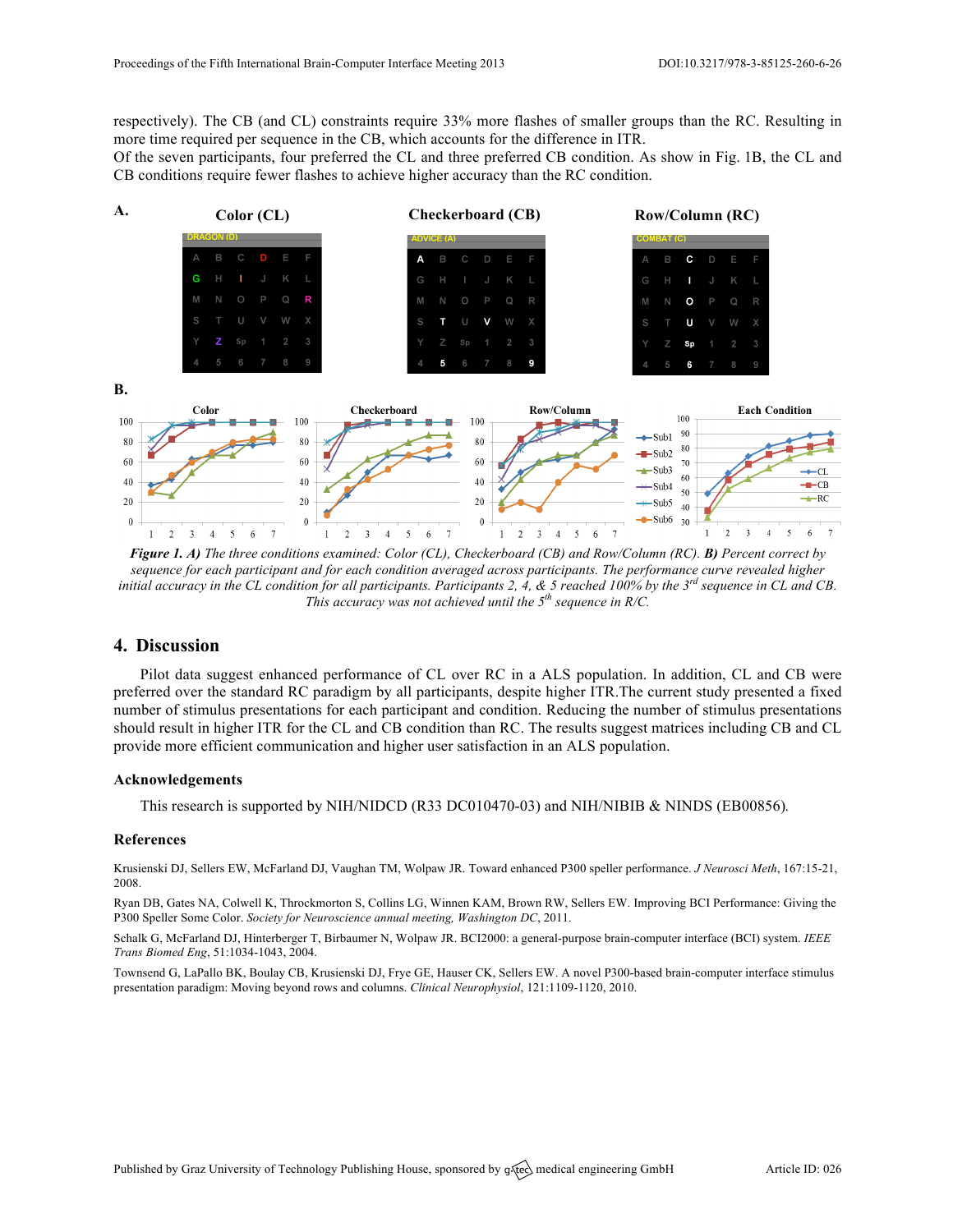respectively). The CB (and CL) constraints require 33% more flashes of smaller groups than the RC. Resulting in more time required per sequence in the CB, which accounts for the difference in ITR.
Of the seven participants, four preferred the CL and three preferred CB condition. As show in Fig. 1B, the CL and CB conditions require fewer flashes to achieve higher accuracy than the RC condition.

A.

Color (CL)

DRAGON (D)

A B C D E F
G H I J K L
M N O P Q R
S T U V W X
Y Z Sp 1 2 3
4 5 6 7 8 9

Checkerboard (CB)

ADVICE (A)

A B C D E F
G H I J K L
M N O P Q R
S T U V W X
Y Z Sp 1 2 3
4 5 6 7 8 9

Row/Column (RC)

COMBAT (C)

A B C D E F
G H I J K L
M N O P Q R
S T U V W X
Y Z Sp 1 2 3
4 5 6 7 8 9

B.

Color

Checkerboard

Row/Column

Each Condition

Sub1
Sub2
Sub3
Sub4
Sub5
Sub6

CL
CB
RC

*Figure 1. **A)** The three conditions examined: Color (CL), Checkerboard (CB) and Row/Column (RC). **B)** Percent correct by sequence for each participant and for each condition averaged across participants. The performance curve revealed higher initial accuracy in the CL condition for all participants. Participants 2, 4, & 5 reached 100% by the 3rd sequence in CL and CB. This accuracy was not achieved until the 5th sequence in R/C.*

## 4. Discussion

Pilot data suggest enhanced performance of CL over RC in a ALS population. In addition, CL and CB were preferred over the standard RC paradigm by all participants, despite higher ITR.The current study presented a fixed number of stimulus presentations for each participant and condition. Reducing the number of stimulus presentations should result in higher ITR for the CL and CB condition than RC. The results suggest matrices including CB and CL provide more efficient communication and higher user satisfaction in an ALS population.

### Acknowledgements

This research is supported by NIH/NIDCD (R33 DC010470-03) and NIH/NIBIB & NINDS (EB00856).

### References

Krusienski DJ, Sellers EW, McFarland DJ, Vaughan TM, Wolpaw JR. Toward enhanced P300 speller performance. *J Neurosci Meth*, 167:15-21, 2008.

Ryan DB, Gates NA, Colwell K, Throckmorton S, Collins LG, Winnen KAM, Brown RW, Sellers EW. Improving BCI Performance: Giving the P300 Speller Some Color. *Society for Neuroscience annual meeting, Washington DC*, 2011.

Schalk G, McFarland DJ, Hinterberger T, Birbaumer N, Wolpaw JR. BCI2000: a general-purpose brain-computer interface (BCI) system. *IEEE Trans Biomed Eng*, 51:1034-1043, 2004.

Townsend G, LaPallo BK, Boulay CB, Krusienski DJ, Frye GE, Hauser CK, Sellers EW. A novel P300-based brain-computer interface stimulus presentation paradigm: Moving beyond rows and columns. *Clinical Neurophysiol*, 121:1109-1120, 2010.